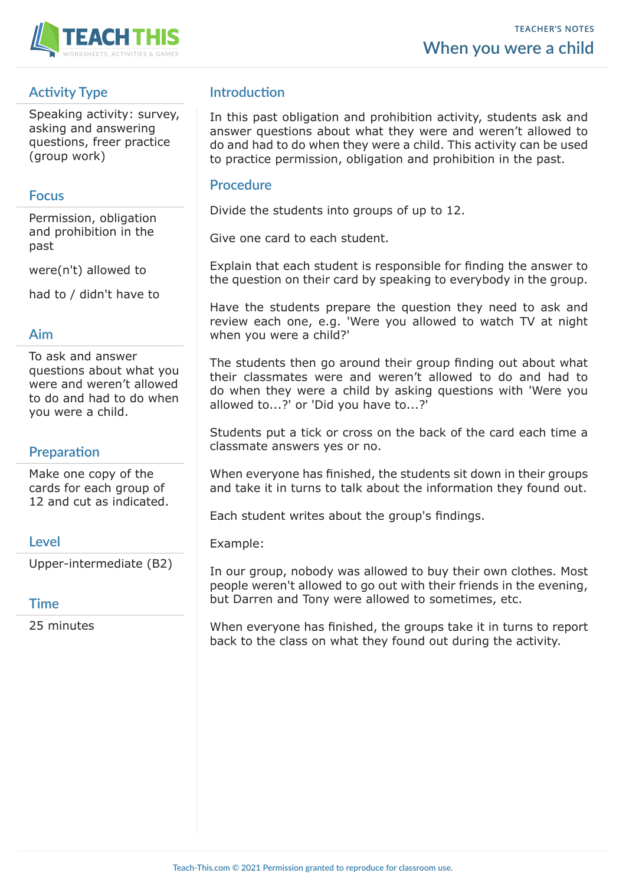TEACHER'S NOTES

# When you were a child

## Activity Type

Speaking activity: survey, asking and answering questions, freer practice (group work)

## Focus

Permission, obligation and prohibition in the past

were(n't) allowed to

had to / didn't have to

## Aim

To ask and answer questions about what you were and weren't allowed to do and had to do when you were a child.

## Preparation

Make one copy of the cards for each group of 12 and cut as indicated.

## Level

Upper-intermediate (B2)

## Time

25 minutes

## Introduction

In this past obligation and prohibition activity, students ask and answer questions about what they were and weren't allowed to do and had to do when they were a child. This activity can be used to practice permission, obligation and prohibition in the past.

## Procedure

Divide the students into groups of up to 12.

Give one card to each student.

Explain that each student is responsible for finding the answer to the question on their card by speaking to everybody in the group.

Have the students prepare the question they need to ask and review each one, e.g. 'Were you allowed to watch TV at night when you were a child?'

The students then go around their group finding out about what their classmates were and weren't allowed to do and had to do when they were a child by asking questions with 'Were you allowed to...?' or 'Did you have to...?'

Students put a tick or cross on the back of the card each time a classmate answers yes or no.

When everyone has finished, the students sit down in their groups and take it in turns to talk about the information they found out.

Each student writes about the group's findings.

Example:

In our group, nobody was allowed to buy their own clothes. Most people weren't allowed to go out with their friends in the evening, but Darren and Tony were allowed to sometimes, etc.

When everyone has finished, the groups take it in turns to report back to the class on what they found out during the activity.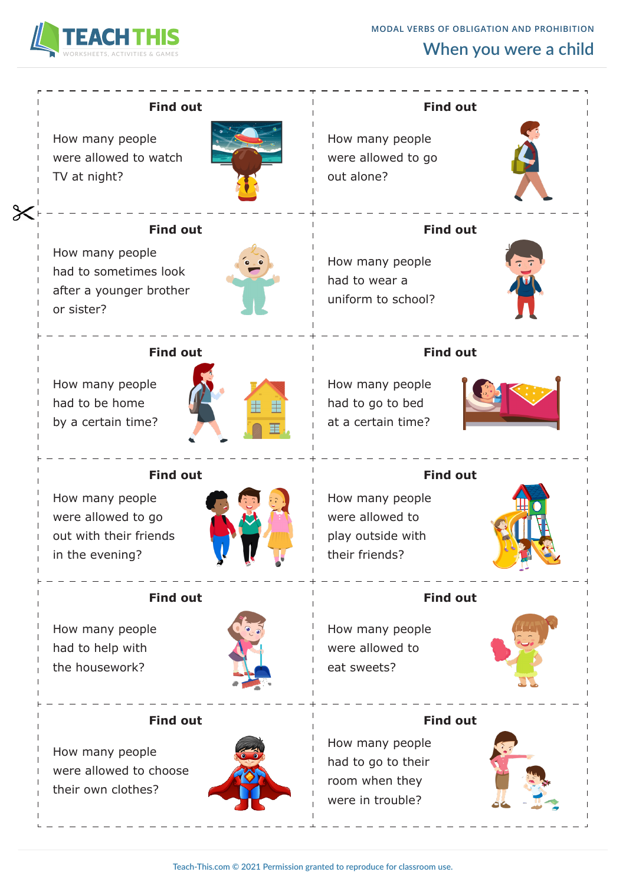# When you were a child

MODAL VERBS OF OBLIGATION AND PROHIBITION

**Find out**

How many people were allowed to watch TV at night?

**Find out**

How many people were allowed to go out alone?

**Find out**

How many people had to sometimes look after a younger brother or sister?

**Find out**

How many people had to wear a uniform to school?

**Find out**

How many people had to be home by a certain time?

**Find out**

How many people had to go to bed at a certain time?

**Find out**

How many people were allowed to go out with their friends in the evening?

**Find out**

How many people were allowed to play outside with their friends?

**Find out**

How many people had to help with the housework?

**Find out**

How many people were allowed to eat sweets?

**Find out**

How many people were allowed to choose their own clothes?

**Find out**

How many people had to go to their room when they were in trouble?

Teach-This.com © 2021 Permission granted to reproduce for classroom use.